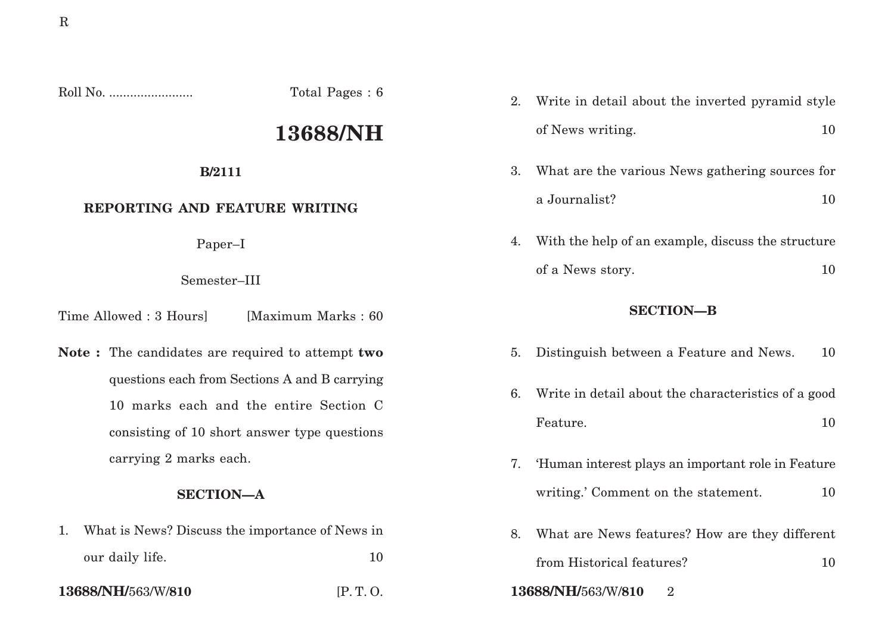Roll No. ........................ Total Pages : 6

# 13688/NH

**B/2111**

**REPORTING AND FEATURE WRITING**

Paper–I

Semester–III

Time Allowed : 3 Hours] [Maximum Marks : 60

**Note :** The candidates are required to attempt **two** questions each from Sections A and B carrying 10 marks each and the entire Section C consisting of 10 short answer type questions carrying 2 marks each.

## SECTION—A

1. What is News? Discuss the importance of News in our daily life. 10

2. Write in detail about the inverted pyramid style of News writing. 10

3. What are the various News gathering sources for a Journalist? 10

4. With the help of an example, discuss the structure of a News story. 10

## SECTION—B

5. Distinguish between a Feature and News. 10

6. Write in detail about the characteristics of a good Feature. 10

7. 'Human interest plays an important role in Feature writing.' Comment on the statement. 10

8. What are News features? How are they different from Historical features? 10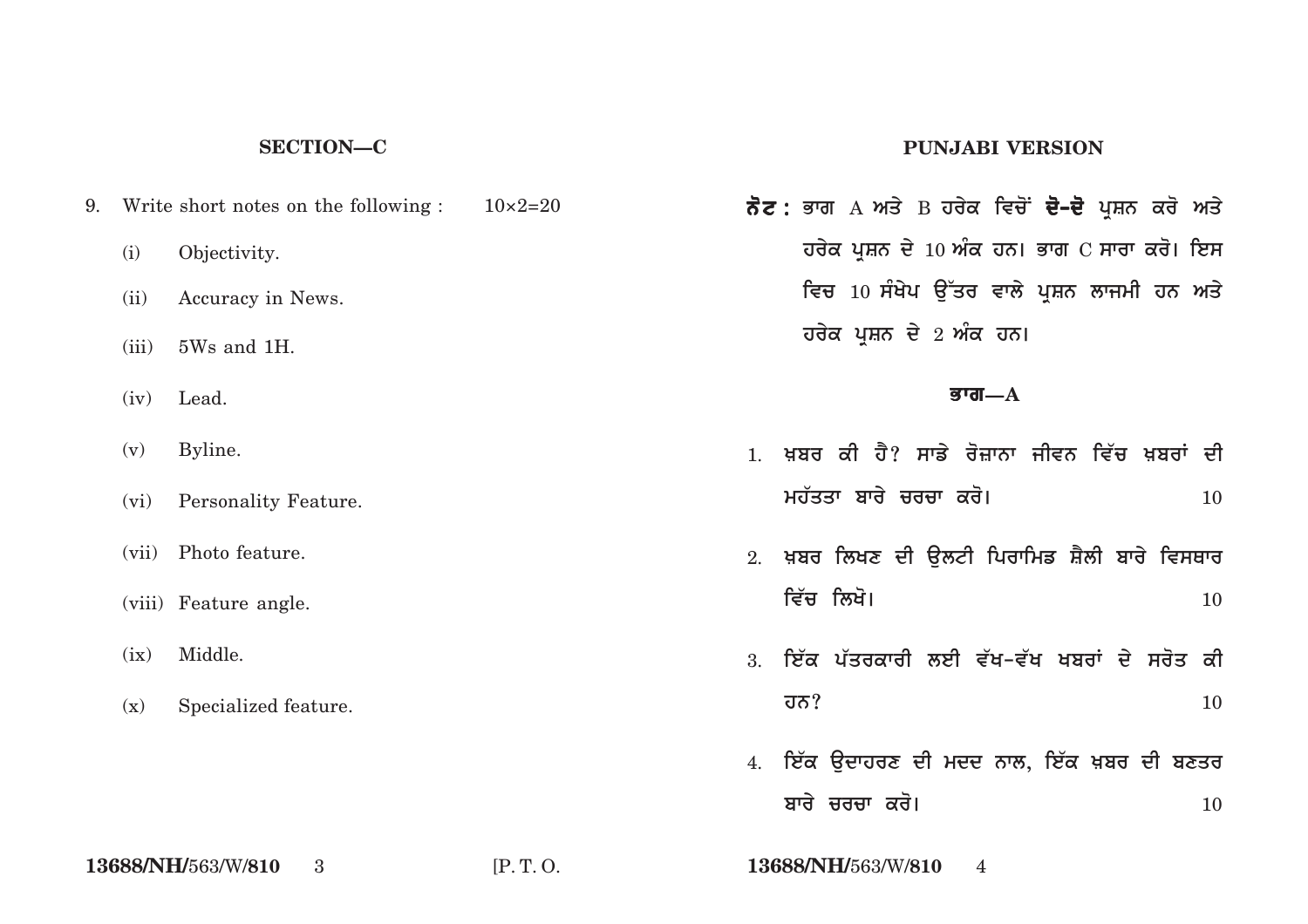## SECTION—C

9. Write short notes on the following : 10×2=20

   (i) Objectivity.

   (ii) Accuracy in News.

   (iii) 5Ws and 1H.

   (iv) Lead.

   (v) Byline.

   (vi) Personality Feature.

   (vii) Photo feature.

   (viii) Feature angle.

   (ix) Middle.

   (x) Specialized feature.

## PUNJABI VERSION

**ਨੋਟ :** ਭਾਗ A ਅਤੇ B ਹਰੇਕ ਵਿਚੋਂ **ਦੋ-ਦੋ** ਪ੍ਰਸ਼ਨ ਕਰੋ ਅਤੇ ਹਰੇਕ ਪ੍ਰਸ਼ਨ ਦੇ 10 ਅੰਕ ਹਨ। ਭਾਗ C ਸਾਰਾ ਕਰੋ। ਇਸ ਵਿਚ 10 ਸੰਖੇਪ ਉੱਤਰ ਵਾਲੇ ਪ੍ਰਸ਼ਨ ਲਾਜਮੀ ਹਨ ਅਤੇ ਹਰੇਕ ਪ੍ਰਸ਼ਨ ਦੇ 2 ਅੰਕ ਹਨ।

### ਭਾਗ—A

1. ਖ਼ਬਰ ਕੀ ਹੈ? ਸਾਡੇ ਰੋਜ਼ਾਨਾ ਜੀਵਨ ਵਿੱਚ ਖ਼ਬਰਾਂ ਦੀ ਮਹੱਤਤਾ ਬਾਰੇ ਚਰਚਾ ਕਰੋ। 10

2. ਖ਼ਬਰ ਲਿਖਣ ਦੀ ਉਲਟੀ ਪਿਰਾਮਿਡ ਸ਼ੈਲੀ ਬਾਰੇ ਵਿਸਥਾਰ ਵਿੱਚ ਲਿਖੋ। 10

3. ਇੱਕ ਪੱਤਰਕਾਰੀ ਲਈ ਵੱਖ-ਵੱਖ ਖਬਰਾਂ ਦੇ ਸਰੋਤ ਕੀ ਹਨ? 10

4. ਇੱਕ ਉਦਾਹਰਣ ਦੀ ਮਦਦ ਨਾਲ, ਇੱਕ ਖ਼ਬਰ ਦੀ ਬਣਤਰ ਬਾਰੇ ਚਰਚਾ ਕਰੋ। 10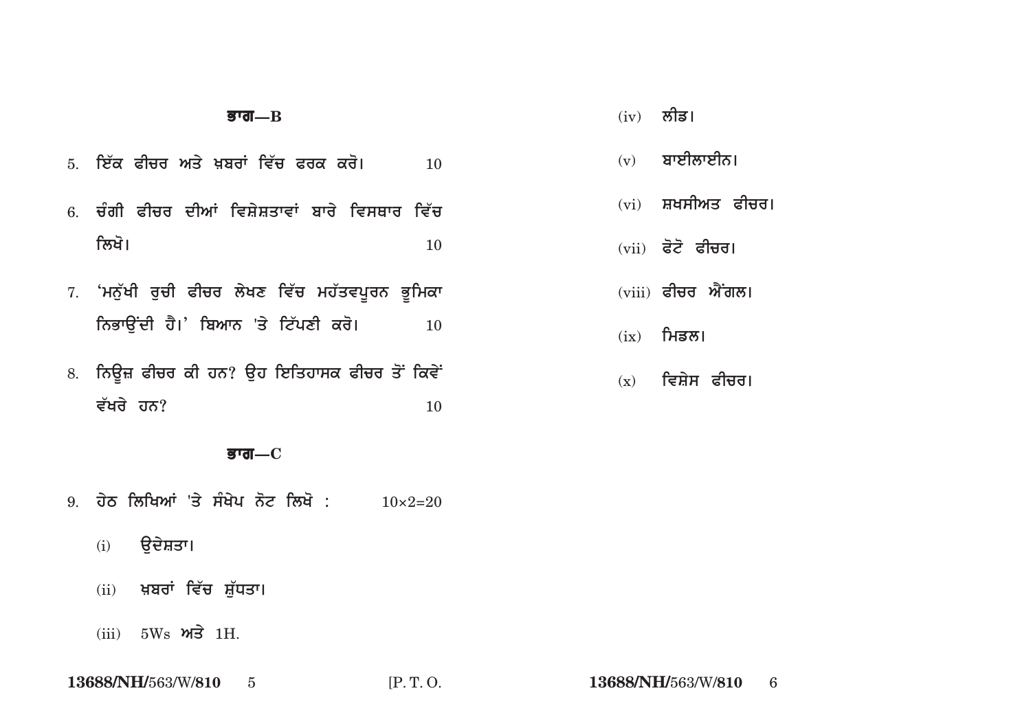## ਭਾਗ—B

5. ਇੱਕ ਫੀਚਰ ਅਤੇ ਖ਼ਬਰਾਂ ਵਿੱਚ ਫਰਕ ਕਰੋ। 10

6. ਚੰਗੀ ਫੀਚਰ ਦੀਆਂ ਵਿਸ਼ੇਸ਼ਤਾਵਾਂ ਬਾਰੇ ਵਿਸਥਾਰ ਵਿੱਚ ਲਿਖੋ। 10

7. 'ਮਨੁੱਖੀ ਰੁਚੀ ਫੀਚਰ ਲੇਖਣ ਵਿੱਚ ਮਹੱਤਵਪੂਰਨ ਭੂਮਿਕਾ ਨਿਭਾਉਂਦੀ ਹੈ।' ਬਿਆਨ 'ਤੇ ਟਿੱਪਣੀ ਕਰੋ। 10

8. ਨਿਊਜ਼ ਫੀਚਰ ਕੀ ਹਨ? ਉਹ ਇਤਿਹਾਸਕ ਫੀਚਰ ਤੋਂ ਕਿਵੇਂ ਵੱਖਰੇ ਹਨ? 10

## ਭਾਗ—C

9. ਹੇਠ ਲਿਖਿਆਂ 'ਤੇ ਸੰਖੇਪ ਨੋਟ ਲਿਖੋ : 10×2=20

   (i) ਉਦੇਸ਼ਤਾ।

   (ii) ਖ਼ਬਰਾਂ ਵਿੱਚ ਸ਼ੁੱਧਤਾ।

   (iii) 5Ws **ਅਤੇ** 1H.

   (iv) ਲੀਡ।

   (v) ਬਾਈਲਾਈਨ।

   (vi) ਸ਼ਖਸੀਅਤ ਫੀਚਰ।

   (vii) ਫੋਟੋ ਫੀਚਰ।

   (viii) ਫੀਚਰ ਐਂਗਲ।

   (ix) ਮਿਡਲ।

   (x) ਵਿਸ਼ੇਸ ਫੀਚਰ।